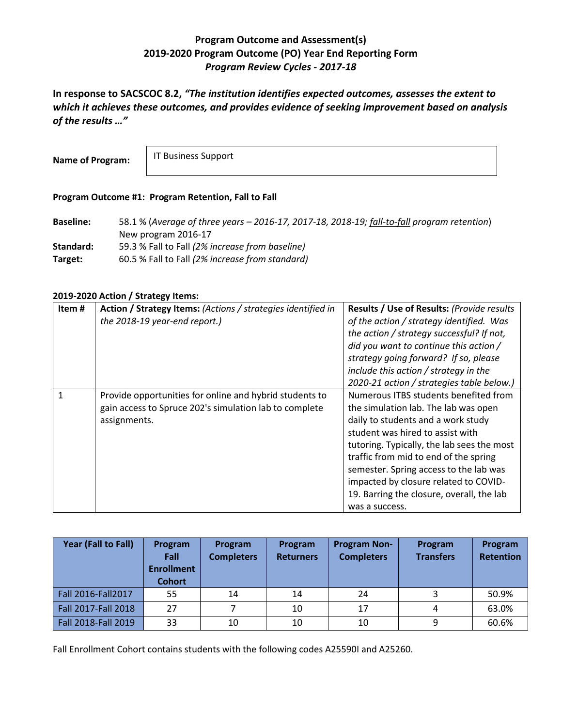# Program Outcome and Assessment(s)
## 2019-2020 Program Outcome (PO) Year End Reporting Form
### *Program Review Cycles - 2017-18*

**In response to SACSCOC 8.2, *"The institution identifies expected outcomes, assesses the extent to which it achieves these outcomes, and provides evidence of seeking improvement based on analysis of the results …"***

**Name of Program:** IT Business Support

**Program Outcome #1: Program Retention, Fall to Fall**

**Baseline:** 58.1 % (*Average of three years – 2016-17, 2017-18, 2018-19; fall-to-fall program retention*)
New program 2016-17

**Standard:** 59.3 % Fall to Fall *(2% increase from baseline)*

**Target:** 60.5 % Fall to Fall *(2% increase from standard)*

**2019-2020 Action / Strategy Items:**

| Item # | **Action / Strategy Items:** *(Actions / strategies identified in the 2018-19 year-end report.)* | **Results / Use of Results:** *(Provide results of the action / strategy identified. Was the action / strategy successful? If not, did you want to continue this action / strategy going forward? If so, please include this action / strategy in the 2020-21 action / strategies table below.)* |
|---|---|---|
| 1 | Provide opportunities for online and hybrid students to gain access to Spruce 202's simulation lab to complete assignments. | Numerous ITBS students benefited from the simulation lab. The lab was open daily to students and a work study student was hired to assist with tutoring. Typically, the lab sees the most traffic from mid to end of the spring semester. Spring access to the lab was impacted by closure related to COVID-19. Barring the closure, overall, the lab was a success. |

| Year (Fall to Fall) | Program Fall Enrollment Cohort | Program Completers | Program Returners | Program Non-Completers | Program Transfers | Program Retention |
|---|---|---|---|---|---|---|
| Fall 2016-Fall2017 | 55 | 14 | 14 | 24 | 3 | 50.9% |
| Fall 2017-Fall 2018 | 27 | 7 | 10 | 17 | 4 | 63.0% |
| Fall 2018-Fall 2019 | 33 | 10 | 10 | 10 | 9 | 60.6% |

Fall Enrollment Cohort contains students with the following codes A25590I and A25260.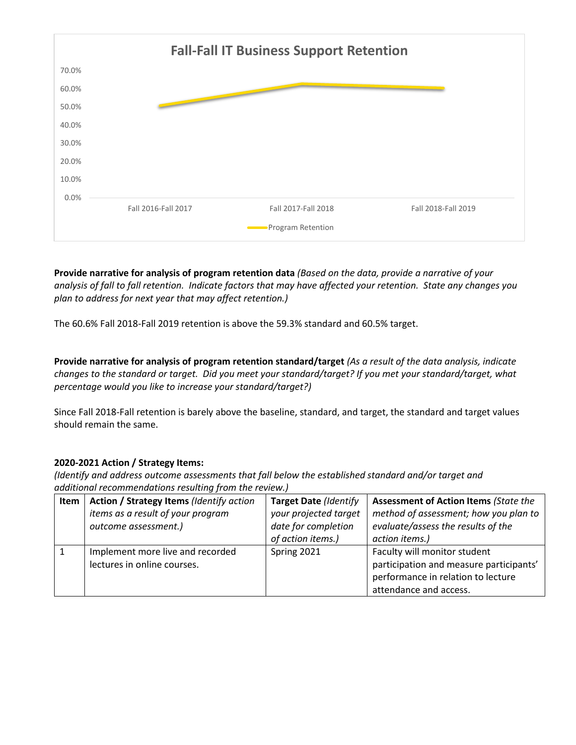Fall-Fall IT Business Support Retention

70.0%
60.0%
50.0%
40.0%
30.0%
20.0%
10.0%
0.0%

Fall 2016-Fall 2017
Fall 2017-Fall 2018
Fall 2018-Fall 2019

Program Retention

**Provide narrative for analysis of program retention data** *(Based on the data, provide a narrative of your analysis of fall to fall retention. Indicate factors that may have affected your retention. State any changes you plan to address for next year that may affect retention.)*

The 60.6% Fall 2018-Fall 2019 retention is above the 59.3% standard and 60.5% target.

**Provide narrative for analysis of program retention standard/target** *(As a result of the data analysis, indicate changes to the standard or target. Did you meet your standard/target? If you met your standard/target, what percentage would you like to increase your standard/target?)*

Since Fall 2018-Fall retention is barely above the baseline, standard, and target, the standard and target values should remain the same.

**2020-2021 Action / Strategy Items:**

*(Identify and address outcome assessments that fall below the established standard and/or target and additional recommendations resulting from the review.)*

| **Item** | **Action / Strategy Items** *(Identify action items as a result of your program outcome assessment.)* | **Target Date** *(Identify your projected target date for completion of action items.)* | **Assessment of Action Items** *(State the method of assessment; how you plan to evaluate/assess the results of the action items.)* |
|---|---|---|---|
| 1 | Implement more live and recorded lectures in online courses. | Spring 2021 | Faculty will monitor student participation and measure participants' performance in relation to lecture attendance and access. |